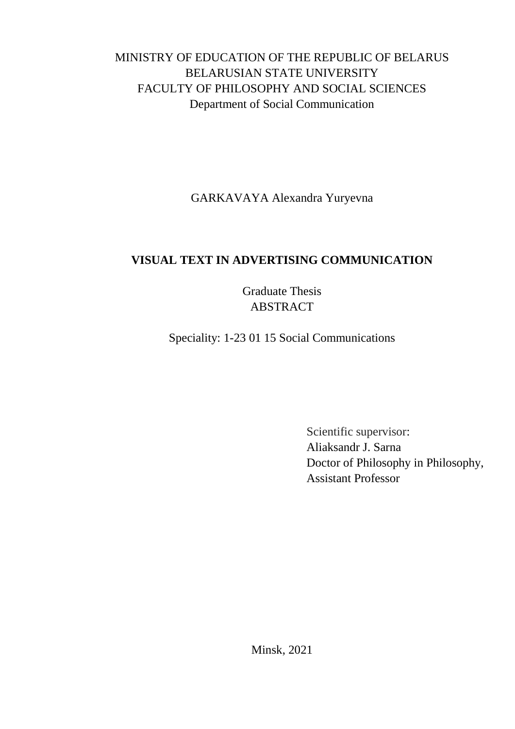MINISTRY OF EDUCATION OF THE REPUBLIC OF BELARUS
BELARUSIAN STATE UNIVERSITY
FACULTY OF PHILOSOPHY AND SOCIAL SCIENCES
Department of Social Communication

GARKAVAYA Alexandra Yuryevna

# VISUAL TEXT IN ADVERTISING COMMUNICATION

Graduate Thesis
ABSTRACT

Speciality: 1-23 01 15 Social Communications

Scientific supervisor:
Aliaksandr J. Sarna
Doctor of Philosophy in Philosophy,
Assistant Professor

Minsk, 2021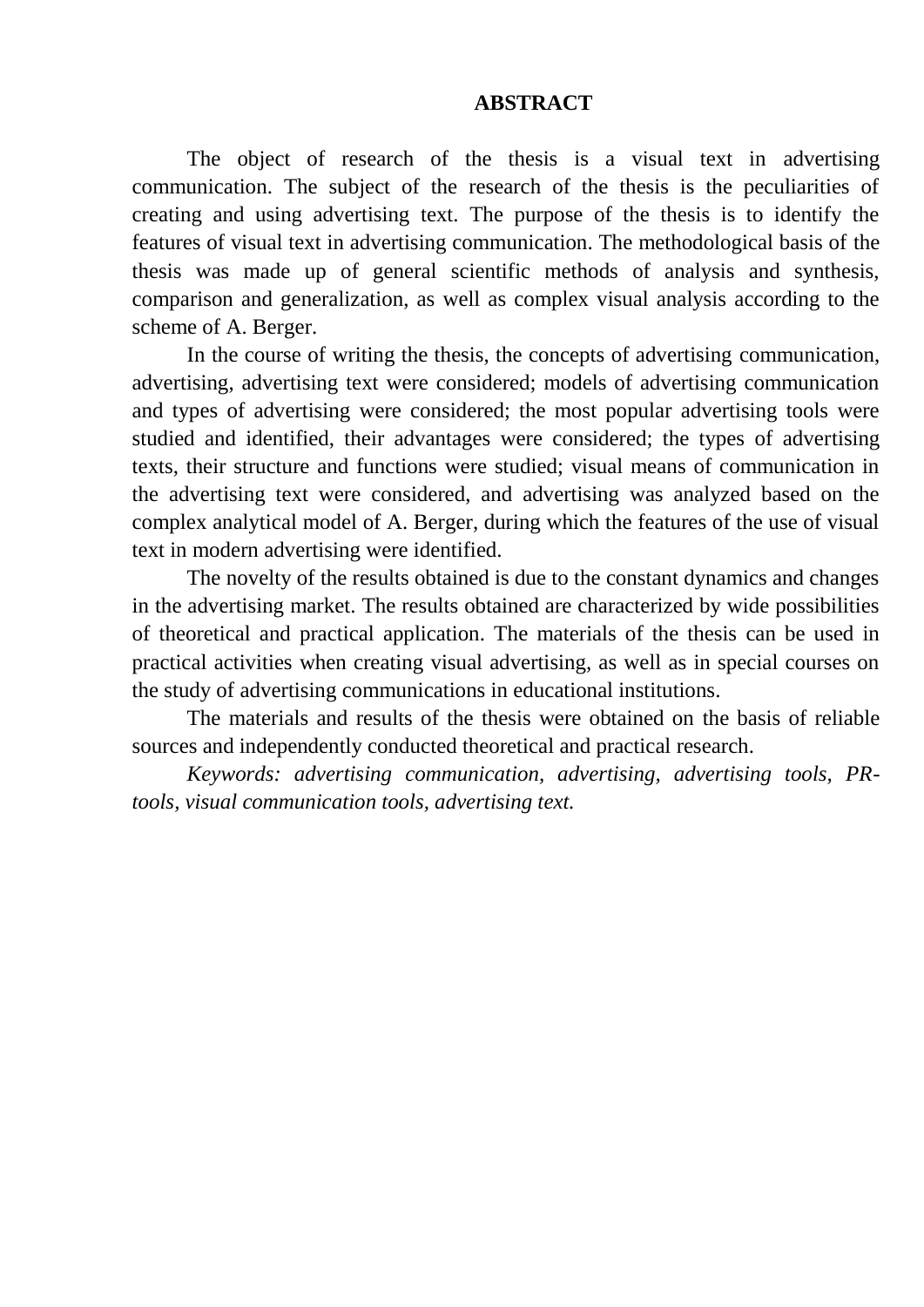# ABSTRACT

The object of research of the thesis is a visual text in advertising communication. The subject of the research of the thesis is the peculiarities of creating and using advertising text. The purpose of the thesis is to identify the features of visual text in advertising communication. The methodological basis of the thesis was made up of general scientific methods of analysis and synthesis, comparison and generalization, as well as complex visual analysis according to the scheme of A. Berger.

In the course of writing the thesis, the concepts of advertising communication, advertising, advertising text were considered; models of advertising communication and types of advertising were considered; the most popular advertising tools were studied and identified, their advantages were considered; the types of advertising texts, their structure and functions were studied; visual means of communication in the advertising text were considered, and advertising was analyzed based on the complex analytical model of A. Berger, during which the features of the use of visual text in modern advertising were identified.

The novelty of the results obtained is due to the constant dynamics and changes in the advertising market. The results obtained are characterized by wide possibilities of theoretical and practical application. The materials of the thesis can be used in practical activities when creating visual advertising, as well as in special courses on the study of advertising communications in educational institutions.

The materials and results of the thesis were obtained on the basis of reliable sources and independently conducted theoretical and practical research.

*Keywords: advertising communication, advertising, advertising tools, PR-tools, visual communication tools, advertising text.*